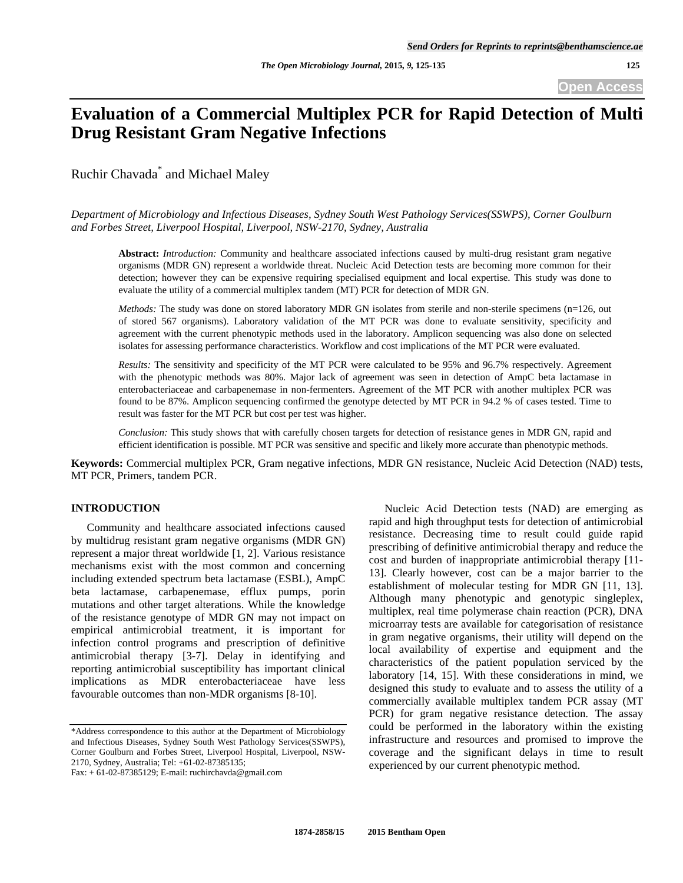# Evaluation of a Commercial Multiplex PCR for Rapid Detection of Multi Drug Resistant Gram Negative Infections

Ruchir Chavada[*] and Michael Maley

*Department of Microbiology and Infectious Diseases, Sydney South West Pathology Services(SSWPS), Corner Goulburn and Forbes Street, Liverpool Hospital, Liverpool, NSW-2170, Sydney, Australia*

**Abstract:** *Introduction:* Community and healthcare associated infections caused by multi-drug resistant gram negative organisms (MDR GN) represent a worldwide threat. Nucleic Acid Detection tests are becoming more common for their detection; however they can be expensive requiring specialised equipment and local expertise. This study was done to evaluate the utility of a commercial multiplex tandem (MT) PCR for detection of MDR GN.

*Methods:* The study was done on stored laboratory MDR GN isolates from sterile and non-sterile specimens (n=126, out of stored 567 organisms). Laboratory validation of the MT PCR was done to evaluate sensitivity, specificity and agreement with the current phenotypic methods used in the laboratory. Amplicon sequencing was also done on selected isolates for assessing performance characteristics. Workflow and cost implications of the MT PCR were evaluated.

*Results:* The sensitivity and specificity of the MT PCR were calculated to be 95% and 96.7% respectively. Agreement with the phenotypic methods was 80%. Major lack of agreement was seen in detection of AmpC beta lactamase in enterobacteriaceae and carbapenemase in non-fermenters. Agreement of the MT PCR with another multiplex PCR was found to be 87%. Amplicon sequencing confirmed the genotype detected by MT PCR in 94.2 % of cases tested. Time to result was faster for the MT PCR but cost per test was higher.

*Conclusion:* This study shows that with carefully chosen targets for detection of resistance genes in MDR GN, rapid and efficient identification is possible. MT PCR was sensitive and specific and likely more accurate than phenotypic methods.

**Keywords:** Commercial multiplex PCR, Gram negative infections, MDR GN resistance, Nucleic Acid Detection (NAD) tests, MT PCR, Primers, tandem PCR.

## INTRODUCTION

Community and healthcare associated infections caused by multidrug resistant gram negative organisms (MDR GN) represent a major threat worldwide [1, 2]. Various resistance mechanisms exist with the most common and concerning including extended spectrum beta lactamase (ESBL), AmpC beta lactamase, carbapenemase, efflux pumps, porin mutations and other target alterations. While the knowledge of the resistance genotype of MDR GN may not impact on empirical antimicrobial treatment, it is important for infection control programs and prescription of definitive antimicrobial therapy [3-7]. Delay in identifying and reporting antimicrobial susceptibility has important clinical implications as MDR enterobacteriaceae have less favourable outcomes than non-MDR organisms [8-10].

Nucleic Acid Detection tests (NAD) are emerging as rapid and high throughput tests for detection of antimicrobial resistance. Decreasing time to result could guide rapid prescribing of definitive antimicrobial therapy and reduce the cost and burden of inappropriate antimicrobial therapy [11-13]. Clearly however, cost can be a major barrier to the establishment of molecular testing for MDR GN [11, 13]. Although many phenotypic and genotypic singleplex, multiplex, real time polymerase chain reaction (PCR), DNA microarray tests are available for categorisation of resistance in gram negative organisms, their utility will depend on the local availability of expertise and equipment and the characteristics of the patient population serviced by the laboratory [14, 15]. With these considerations in mind, we designed this study to evaluate and to assess the utility of a commercially available multiplex tandem PCR assay (MT PCR) for gram negative resistance detection. The assay could be performed in the laboratory within the existing infrastructure and resources and promised to improve the coverage and the significant delays in time to result experienced by our current phenotypic method.

---

*Address correspondence to this author at the Department of Microbiology and Infectious Diseases, Sydney South West Pathology Services(SSWPS), Corner Goulburn and Forbes Street, Liverpool Hospital, Liverpool, NSW-2170, Sydney, Australia; Tel: +61-02-87385135;
Fax: + 61-02-87385129; E-mail: ruchirchavda@gmail.com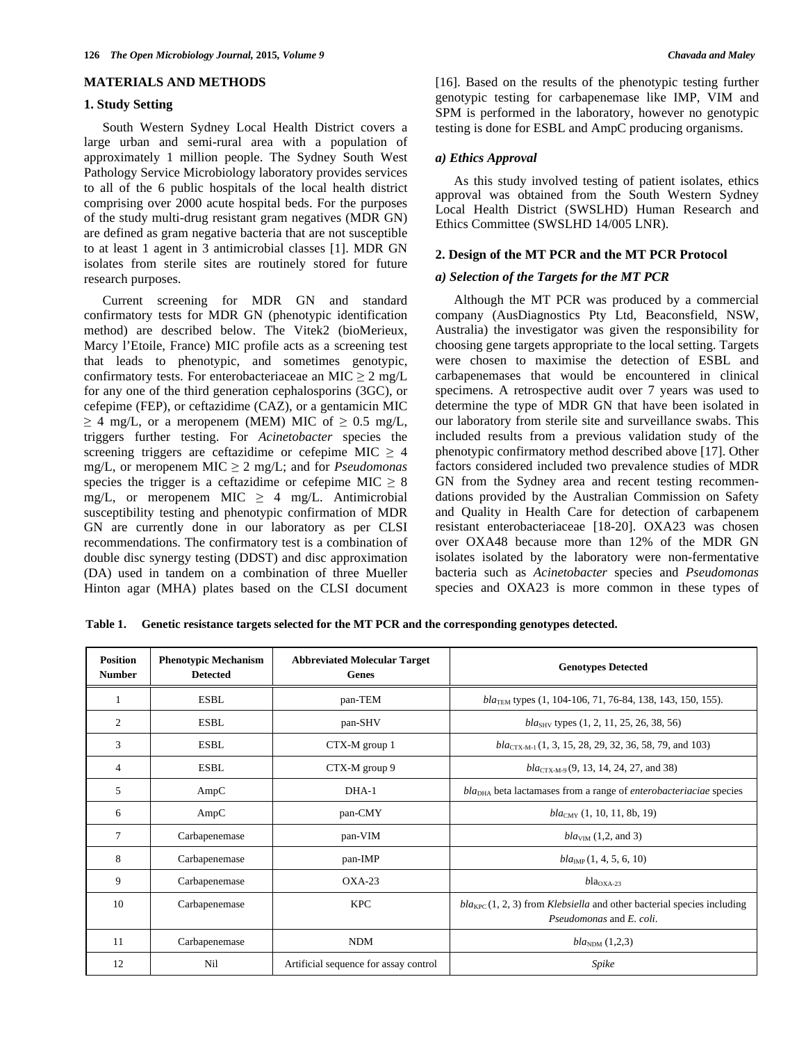## MATERIALS AND METHODS

### 1. Study Setting

South Western Sydney Local Health District covers a large urban and semi-rural area with a population of approximately 1 million people. The Sydney South West Pathology Service Microbiology laboratory provides services to all of the 6 public hospitals of the local health district comprising over 2000 acute hospital beds. For the purposes of the study multi-drug resistant gram negatives (MDR GN) are defined as gram negative bacteria that are not susceptible to at least 1 agent in 3 antimicrobial classes [1]. MDR GN isolates from sterile sites are routinely stored for future research purposes.

Current screening for MDR GN and standard confirmatory tests for MDR GN (phenotypic identification method) are described below. The Vitek2 (bioMerieux, Marcy l'Etoile, France) MIC profile acts as a screening test that leads to phenotypic, and sometimes genotypic, confirmatory tests. For enterobacteriaceae an MIC ≥ 2 mg/L for any one of the third generation cephalosporins (3GC), or cefepime (FEP), or ceftazidime (CAZ), or a gentamicin MIC ≥ 4 mg/L, or a meropenem (MEM) MIC of ≥ 0.5 mg/L, triggers further testing. For *Acinetobacter* species the screening triggers are ceftazidime or cefepime MIC ≥ 4 mg/L, or meropenem MIC ≥ 2 mg/L; and for *Pseudomonas* species the trigger is a ceftazidime or cefepime MIC ≥ 8 mg/L, or meropenem MIC ≥ 4 mg/L. Antimicrobial susceptibility testing and phenotypic confirmation of MDR GN are currently done in our laboratory as per CLSI recommendations. The confirmatory test is a combination of double disc synergy testing (DDST) and disc approximation (DA) used in tandem on a combination of three Mueller Hinton agar (MHA) plates based on the CLSI document [16]. Based on the results of the phenotypic testing further genotypic testing for carbapenemase like IMP, VIM and SPM is performed in the laboratory, however no genotypic testing is done for ESBL and AmpC producing organisms.

#### *a) Ethics Approval*

As this study involved testing of patient isolates, ethics approval was obtained from the South Western Sydney Local Health District (SWSLHD) Human Research and Ethics Committee (SWSLHD 14/005 LNR).

### 2. Design of the MT PCR and the MT PCR Protocol

#### *a) Selection of the Targets for the MT PCR*

Although the MT PCR was produced by a commercial company (AusDiagnostics Pty Ltd, Beaconsfield, NSW, Australia) the investigator was given the responsibility for choosing gene targets appropriate to the local setting. Targets were chosen to maximise the detection of ESBL and carbapenemases that would be encountered in clinical specimens. A retrospective audit over 7 years was used to determine the type of MDR GN that have been isolated in our laboratory from sterile site and surveillance swabs. This included results from a previous validation study of the phenotypic confirmatory method described above [17]. Other factors considered included two prevalence studies of MDR GN from the Sydney area and recent testing recommendations provided by the Australian Commission on Safety and Quality in Health Care for detection of carbapenem resistant enterobacteriaceae [18-20]. OXA23 was chosen over OXA48 because more than 12% of the MDR GN isolates isolated by the laboratory were non-fermentative bacteria such as *Acinetobacter* species and *Pseudomonas* species and OXA23 is more common in these types of

**Table 1. Genetic resistance targets selected for the MT PCR and the corresponding genotypes detected.**

| Position Number | Phenotypic Mechanism Detected | Abbreviated Molecular Target Genes | Genotypes Detected |
|---|---|---|---|
| 1 | ESBL | pan-TEM | $bla_{TEM}$ types (1, 104-106, 71, 76-84, 138, 143, 150, 155). |
| 2 | ESBL | pan-SHV | $bla_{SHV}$ types (1, 2, 11, 25, 26, 38, 56) |
| 3 | ESBL | CTX-M group 1 | $bla_{CTX-M-1}$ (1, 3, 15, 28, 29, 32, 36, 58, 79, and 103) |
| 4 | ESBL | CTX-M group 9 | $bla_{CTX-M-9}$ (9, 13, 14, 24, 27, and 38) |
| 5 | AmpC | DHA-1 | $bla_{DHA}$ beta lactamases from a range of *enterobacteriaciae* species |
| 6 | AmpC | pan-CMY | $bla_{CMY}$ (1, 10, 11, 8b, 19) |
| 7 | Carbapenemase | pan-VIM | $bla_{VIM}$ (1,2, and 3) |
| 8 | Carbapenemase | pan-IMP | $bla_{IMP}$ (1, 4, 5, 6, 10) |
| 9 | Carbapenemase | OXA-23 | $bla_{OXA-23}$ |
| 10 | Carbapenemase | KPC | $bla_{KPC}$ (1, 2, 3) from *Klebsiella* and other bacterial species including *Pseudomonas* and *E. coli*. |
| 11 | Carbapenemase | NDM | $bla_{NDM}$ (1,2,3) |
| 12 | Nil | Artificial sequence for assay control | *Spike* |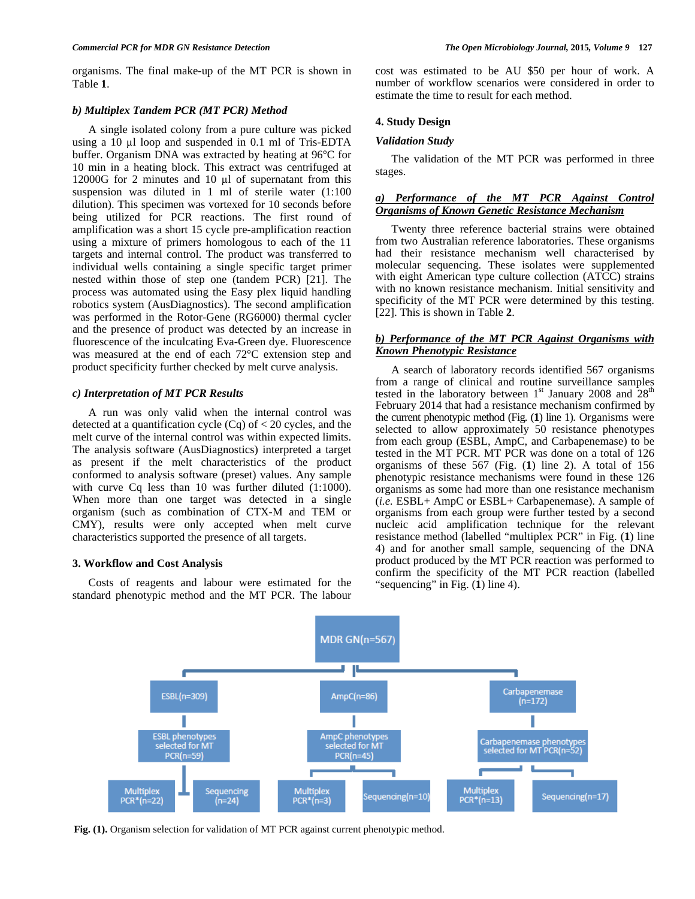organisms. The final make-up of the MT PCR is shown in Table **1**.

### b) Multiplex Tandem PCR (MT PCR) Method

A single isolated colony from a pure culture was picked using a 10 µl loop and suspended in 0.1 ml of Tris-EDTA buffer. Organism DNA was extracted by heating at 96°C for 10 min in a heating block. This extract was centrifuged at 12000G for 2 minutes and 10 µl of supernatant from this suspension was diluted in 1 ml of sterile water (1:100 dilution). This specimen was vortexed for 10 seconds before being utilized for PCR reactions. The first round of amplification was a short 15 cycle pre-amplification reaction using a mixture of primers homologous to each of the 11 targets and internal control. The product was transferred to individual wells containing a single specific target primer nested within those of step one (tandem PCR) [21]. The process was automated using the Easy plex liquid handling robotics system (AusDiagnostics). The second amplification was performed in the Rotor-Gene (RG6000) thermal cycler and the presence of product was detected by an increase in fluorescence of the inculcating Eva-Green dye. Fluorescence was measured at the end of each 72°C extension step and product specificity further checked by melt curve analysis.

### c) Interpretation of MT PCR Results

A run was only valid when the internal control was detected at a quantification cycle (Cq) of < 20 cycles, and the melt curve of the internal control was within expected limits. The analysis software (AusDiagnostics) interpreted a target as present if the melt characteristics of the product conformed to analysis software (preset) values. Any sample with curve Cq less than 10 was further diluted (1:1000). When more than one target was detected in a single organism (such as combination of CTX-M and TEM or CMY), results were only accepted when melt curve characteristics supported the presence of all targets.

## 3. Workflow and Cost Analysis

Costs of reagents and labour were estimated for the standard phenotypic method and the MT PCR. The labour cost was estimated to be AU $50 per hour of work. A number of workflow scenarios were considered in order to estimate the time to result for each method.

## 4. Study Design

### Validation Study

The validation of the MT PCR was performed in three stages.

### a) Performance of the MT PCR Against Control Organisms of Known Genetic Resistance Mechanism

Twenty three reference bacterial strains were obtained from two Australian reference laboratories. These organisms had their resistance mechanism well characterised by molecular sequencing. These isolates were supplemented with eight American type culture collection (ATCC) strains with no known resistance mechanism. Initial sensitivity and specificity of the MT PCR were determined by this testing. [22]. This is shown in Table **2**.

### b) Performance of the MT PCR Against Organisms with Known Phenotypic Resistance

A search of laboratory records identified 567 organisms from a range of clinical and routine surveillance samples tested in the laboratory between 1st January 2008 and 28th February 2014 that had a resistance mechanism confirmed by the current phenotypic method (Fig. (**1**) line 1). Organisms were selected to allow approximately 50 resistance phenotypes from each group (ESBL, AmpC, and Carbapenemase) to be tested in the MT PCR. MT PCR was done on a total of 126 organisms of these 567 (Fig. (**1**) line 2). A total of 156 phenotypic resistance mechanisms were found in these 126 organisms as some had more than one resistance mechanism (*i.e.* ESBL+ AmpC or ESBL+ Carbapenemase). A sample of organisms from each group were further tested by a second nucleic acid amplification technique for the relevant resistance method (labelled "multiplex PCR" in Fig. (**1**) line 4) and for another small sample, sequencing of the DNA product produced by the MT PCR reaction was performed to confirm the specificity of the MT PCR reaction (labelled "sequencing" in Fig. (**1**) line 4).

MDR GN(n=567)
- ESBL(n=309) → ESBL phenotypes selected for MT PCR(n=59) → Multiplex PCR*(n=22); Sequencing (n=24)
- AmpC(n=86) → AmpC phenotypes selected for MT PCR(n=45) → Multiplex PCR*(n=3); Sequencing(n=10)
- Carbapenemase (n=172) → Carbapenemase phenotypes selected for MT PCR(n=52) → Multiplex PCR*(n=13); Sequencing(n=17)

**Fig. (1).** Organism selection for validation of MT PCR against current phenotypic method.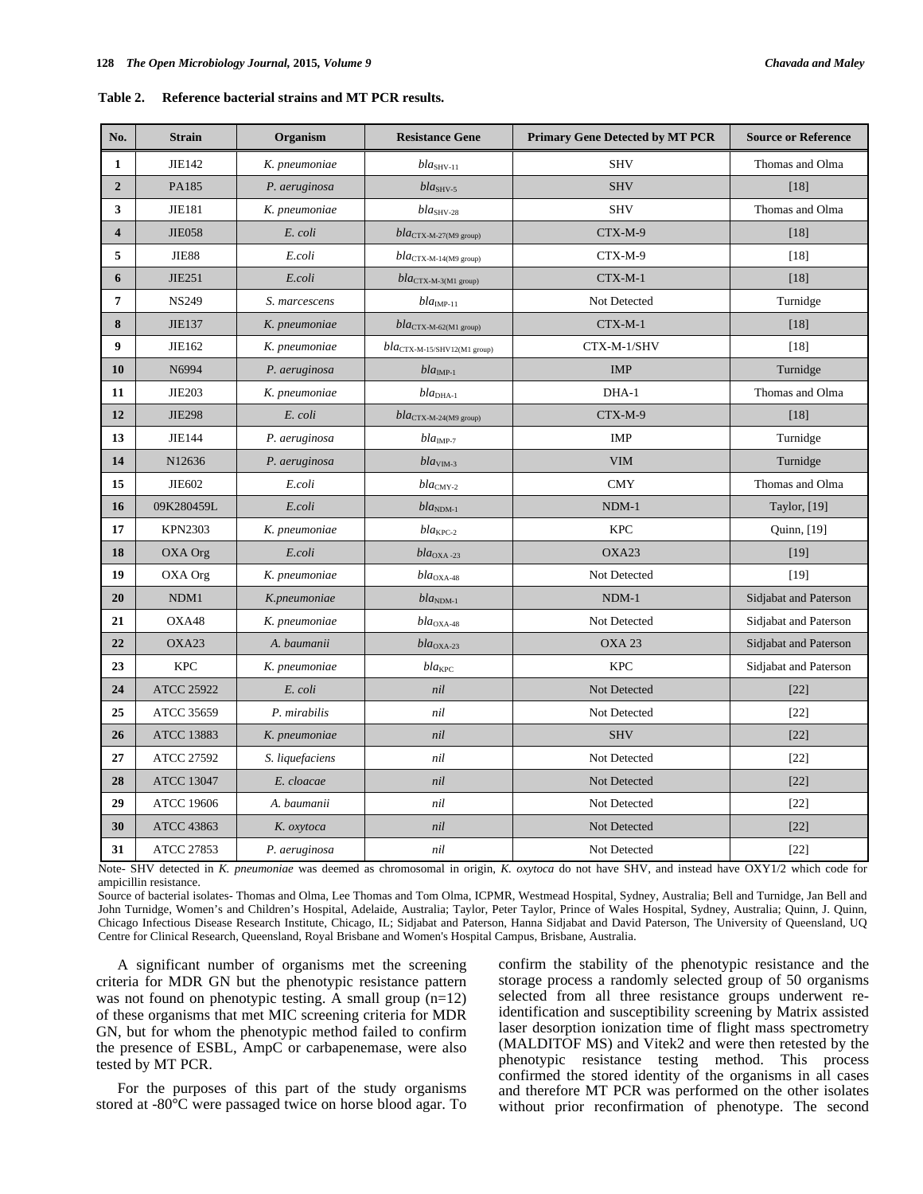**Table 2. Reference bacterial strains and MT PCR results.**

| No. | Strain | Organism | Resistance Gene | Primary Gene Detected by MT PCR | Source or Reference |
|---|---|---|---|---|---|
| 1 | JIE142 | *K. pneumoniae* | $bla_{SHV-11}$ | SHV | Thomas and Olma |
| 2 | PA185 | *P. aeruginosa* | $bla_{SHV-5}$ | SHV | [18] |
| 3 | JIE181 | *K. pneumoniae* | $bla_{SHV-28}$ | SHV | Thomas and Olma |
| 4 | JIE058 | *E. coli* | $bla_{CTX-M-27(M9\ group)}$ | CTX-M-9 | [18] |
| 5 | JIE88 | *E.coli* | $bla_{CTX-M-14(M9\ group)}$ | CTX-M-9 | [18] |
| 6 | JIE251 | *E.coli* | $bla_{CTX-M-3(M1\ group)}$ | CTX-M-1 | [18] |
| 7 | NS249 | *S. marcescens* | $bla_{IMP-11}$ | Not Detected | Turnidge |
| 8 | JIE137 | *K. pneumoniae* | $bla_{CTX-M-62(M1\ group)}$ | CTX-M-1 | [18] |
| 9 | JIE162 | *K. pneumoniae* | $bla_{CTX-M-15/SHV12(M1\ group)}$ | CTX-M-1/SHV | [18] |
| 10 | N6994 | *P. aeruginosa* | $bla_{IMP-1}$ | IMP | Turnidge |
| 11 | JIE203 | *K. pneumoniae* | $bla_{DHA-1}$ | DHA-1 | Thomas and Olma |
| 12 | JIE298 | *E. coli* | $bla_{CTX-M-24(M9\ group)}$ | CTX-M-9 | [18] |
| 13 | JIE144 | *P. aeruginosa* | $bla_{IMP-7}$ | IMP | Turnidge |
| 14 | N12636 | *P. aeruginosa* | $bla_{VIM-3}$ | VIM | Turnidge |
| 15 | JIE602 | *E.coli* | $bla_{CMY-2}$ | CMY | Thomas and Olma |
| 16 | 09K280459L | *E.coli* | $bla_{NDM-1}$ | NDM-1 | Taylor, [19] |
| 17 | KPN2303 | *K. pneumoniae* | $bla_{KPC-2}$ | KPC | Quinn, [19] |
| 18 | OXA Org | *E.coli* | $bla_{OXA-23}$ | OXA23 | [19] |
| 19 | OXA Org | *K. pneumoniae* | $bla_{OXA-48}$ | Not Detected | [19] |
| 20 | NDM1 | *K.pneumoniae* | $bla_{NDM-1}$ | NDM-1 | Sidjabat and Paterson |
| 21 | OXA48 | *K. pneumoniae* | $bla_{OXA-48}$ | Not Detected | Sidjabat and Paterson |
| 22 | OXA23 | *A. baumanii* | $bla_{OXA-23}$ | OXA 23 | Sidjabat and Paterson |
| 23 | KPC | *K. pneumoniae* | $bla_{KPC}$ | KPC | Sidjabat and Paterson |
| 24 | ATCC 25922 | *E. coli* | *nil* | Not Detected | [22] |
| 25 | ATCC 35659 | *P. mirabilis* | *nil* | Not Detected | [22] |
| 26 | ATCC 13883 | *K. pneumoniae* | *nil* | SHV | [22] |
| 27 | ATCC 27592 | *S. liquefaciens* | *nil* | Not Detected | [22] |
| 28 | ATCC 13047 | *E. cloacae* | *nil* | Not Detected | [22] |
| 29 | ATCC 19606 | *A. baumanii* | *nil* | Not Detected | [22] |
| 30 | ATCC 43863 | *K. oxytoca* | *nil* | Not Detected | [22] |
| 31 | ATCC 27853 | *P. aeruginosa* | *nil* | Not Detected | [22] |

Note- SHV detected in *K. pneumoniae* was deemed as chromosomal in origin, *K. oxytoca* do not have SHV, and instead have OXY1/2 which code for ampicillin resistance.

Source of bacterial isolates- Thomas and Olma, Lee Thomas and Tom Olma, ICPMR, Westmead Hospital, Sydney, Australia; Bell and Turnidge, Jan Bell and John Turnidge, Women's and Children's Hospital, Adelaide, Australia; Taylor, Peter Taylor, Prince of Wales Hospital, Sydney, Australia; Quinn, J. Quinn, Chicago Infectious Disease Research Institute, Chicago, IL; Sidjabat and Paterson, Hanna Sidjabat and David Paterson, The University of Queensland, UQ Centre for Clinical Research, Queensland, Royal Brisbane and Women's Hospital Campus, Brisbane, Australia.

A significant number of organisms met the screening criteria for MDR GN but the phenotypic resistance pattern was not found on phenotypic testing. A small group (n=12) of these organisms that met MIC screening criteria for MDR GN, but for whom the phenotypic method failed to confirm the presence of ESBL, AmpC or carbapenemase, were also tested by MT PCR.

For the purposes of this part of the study organisms stored at -80°C were passaged twice on horse blood agar. To confirm the stability of the phenotypic resistance and the storage process a randomly selected group of 50 organisms selected from all three resistance groups underwent re-identification and susceptibility screening by Matrix assisted laser desorption ionization time of flight mass spectrometry (MALDITOF MS) and Vitek2 and were then retested by the phenotypic resistance testing method. This process confirmed the stored identity of the organisms in all cases and therefore MT PCR was performed on the other isolates without prior reconfirmation of phenotype. The second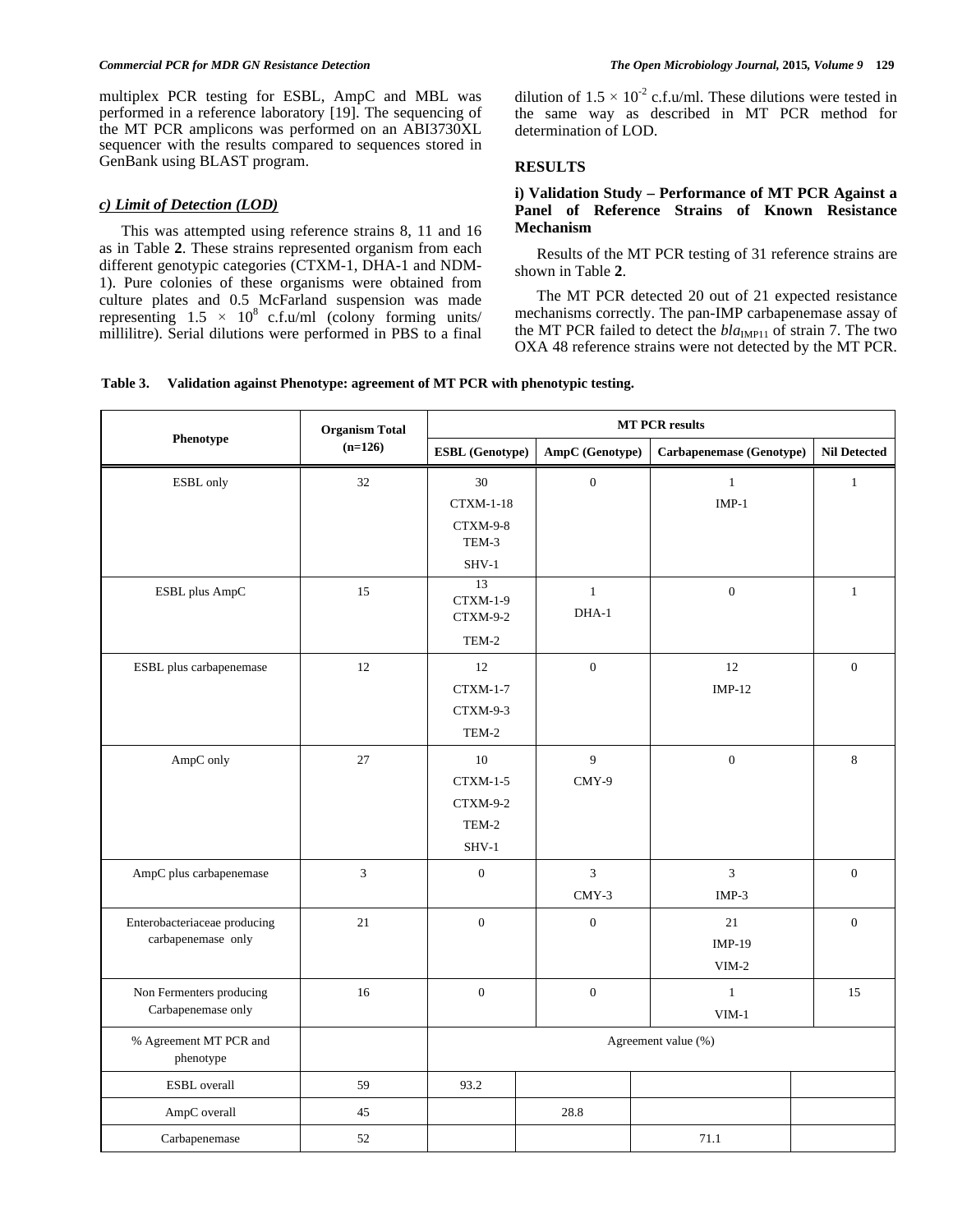multiplex PCR testing for ESBL, AmpC and MBL was performed in a reference laboratory [19]. The sequencing of the MT PCR amplicons was performed on an ABI3730XL sequencer with the results compared to sequences stored in GenBank using BLAST program.

### *c) Limit of Detection (LOD)*

This was attempted using reference strains 8, 11 and 16 as in Table **2**. These strains represented organism from each different genotypic categories (CTXM-1, DHA-1 and NDM-1). Pure colonies of these organisms were obtained from culture plates and 0.5 McFarland suspension was made representing $1.5 \times 10^8$ c.f.u/ml (colony forming units/ millilitre). Serial dilutions were performed in PBS to a final dilution of $1.5 \times 10^{-2}$ c.f.u/ml. These dilutions were tested in the same way as described in MT PCR method for determination of LOD.

## RESULTS

### i) Validation Study – Performance of MT PCR Against a Panel of Reference Strains of Known Resistance Mechanism

Results of the MT PCR testing of 31 reference strains are shown in Table **2**.

The MT PCR detected 20 out of 21 expected resistance mechanisms correctly. The pan-IMP carbapenemase assay of the MT PCR failed to detect the $bla_{IMP11}$ of strain 7. The two OXA 48 reference strains were not detected by the MT PCR.

**Table 3. Validation against Phenotype: agreement of MT PCR with phenotypic testing.**

| Phenotype | Organism Total (n=126) | MT PCR results | | | |
|---|---|---|---|---|---|
| | | ESBL (Genotype) | AmpC (Genotype) | Carbapenemase (Genotype) | Nil Detected |
| ESBL only | 32 | 30<br>CTXM-1-18<br>CTXM-9-8<br>TEM-3<br>SHV-1 | 0 | 1<br>IMP-1 | 1 |
| ESBL plus AmpC | 15 | 13<br>CTXM-1-9<br>CTXM-9-2<br>TEM-2 | 1<br>DHA-1 | 0 | 1 |
| ESBL plus carbapenemase | 12 | 12<br>CTXM-1-7<br>CTXM-9-3<br>TEM-2 | 0 | 12<br>IMP-12 | 0 |
| AmpC only | 27 | 10<br>CTXM-1-5<br>CTXM-9-2<br>TEM-2<br>SHV-1 | 9<br>CMY-9 | 0 | 8 |
| AmpC plus carbapenemase | 3 | 0 | 3<br>CMY-3 | 3<br>IMP-3 | 0 |
| Enterobacteriaceae producing carbapenemase only | 21 | 0 | 0 | 21<br>IMP-19<br>VIM-2 | 0 |
| Non Fermenters producing Carbapenemase only | 16 | 0 | 0 | 1<br>VIM-1 | 15 |
| % Agreement MT PCR and phenotype | | Agreement value (%) | | | |
| ESBL overall | 59 | 93.2 | | | |
| AmpC overall | 45 | | 28.8 | | |
| Carbapenemase | 52 | | | 71.1 | |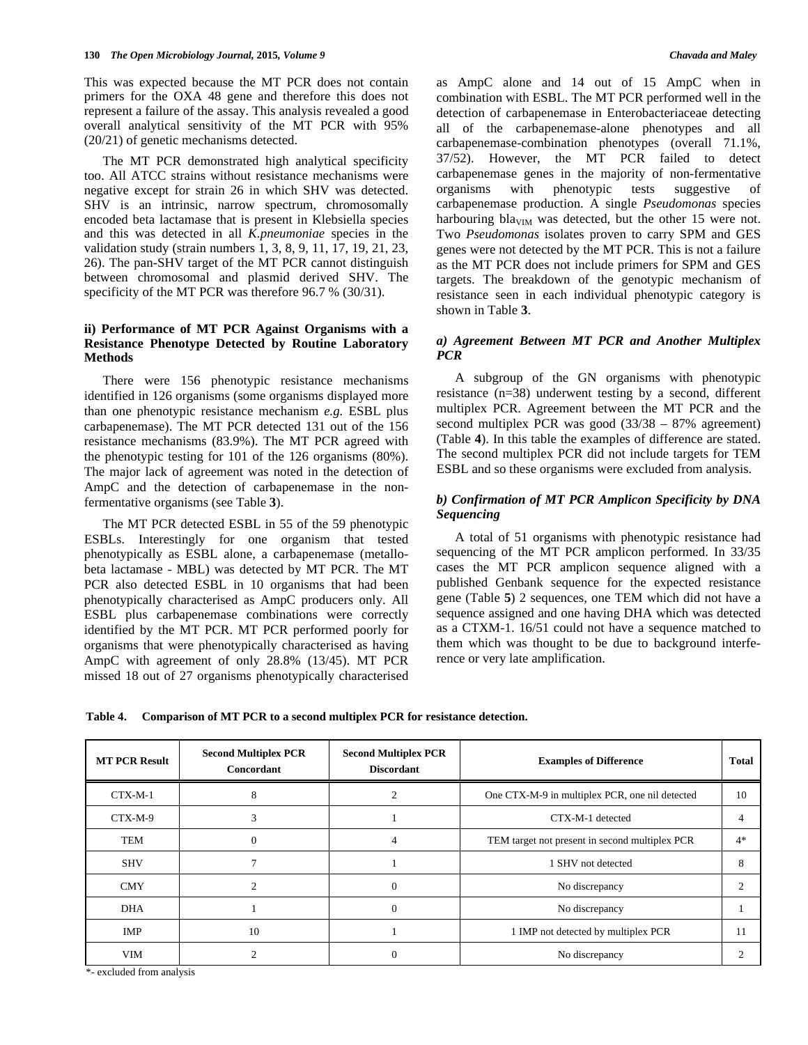This was expected because the MT PCR does not contain primers for the OXA 48 gene and therefore this does not represent a failure of the assay. This analysis revealed a good overall analytical sensitivity of the MT PCR with 95% (20/21) of genetic mechanisms detected.

The MT PCR demonstrated high analytical specificity too. All ATCC strains without resistance mechanisms were negative except for strain 26 in which SHV was detected. SHV is an intrinsic, narrow spectrum, chromosomally encoded beta lactamase that is present in Klebsiella species and this was detected in all *K.pneumoniae* species in the validation study (strain numbers 1, 3, 8, 9, 11, 17, 19, 21, 23, 26). The pan-SHV target of the MT PCR cannot distinguish between chromosomal and plasmid derived SHV. The specificity of the MT PCR was therefore 96.7 % (30/31).

### ii) Performance of MT PCR Against Organisms with a Resistance Phenotype Detected by Routine Laboratory Methods

There were 156 phenotypic resistance mechanisms identified in 126 organisms (some organisms displayed more than one phenotypic resistance mechanism *e.g.* ESBL plus carbapenemase). The MT PCR detected 131 out of the 156 resistance mechanisms (83.9%). The MT PCR agreed with the phenotypic testing for 101 of the 126 organisms (80%). The major lack of agreement was noted in the detection of AmpC and the detection of carbapenemase in the non-fermentative organisms (see Table **3**).

The MT PCR detected ESBL in 55 of the 59 phenotypic ESBLs. Interestingly for one organism that tested phenotypically as ESBL alone, a carbapenemase (metallo-beta lactamase - MBL) was detected by MT PCR. The MT PCR also detected ESBL in 10 organisms that had been phenotypically characterised as AmpC producers only. All ESBL plus carbapenemase combinations were correctly identified by the MT PCR. MT PCR performed poorly for organisms that were phenotypically characterised as having AmpC with agreement of only 28.8% (13/45). MT PCR missed 18 out of 27 organisms phenotypically characterised as AmpC alone and 14 out of 15 AmpC when in combination with ESBL. The MT PCR performed well in the detection of carbapenemase in Enterobacteriaceae detecting all of the carbapenemase-alone phenotypes and all carbapenemase-combination phenotypes (overall 71.1%, 37/52). However, the MT PCR failed to detect carbapenemase genes in the majority of non-fermentative organisms with phenotypic tests suggestive of carbapenemase production. A single *Pseudomonas* species harbouring $bla_{VIM}$ was detected, but the other 15 were not. Two *Pseudomonas* isolates proven to carry SPM and GES genes were not detected by the MT PCR. This is not a failure as the MT PCR does not include primers for SPM and GES targets. The breakdown of the genotypic mechanism of resistance seen in each individual phenotypic category is shown in Table **3**.

#### *a) Agreement Between MT PCR and Another Multiplex PCR*

A subgroup of the GN organisms with phenotypic resistance (n=38) underwent testing by a second, different multiplex PCR. Agreement between the MT PCR and the second multiplex PCR was good (33/38 – 87% agreement) (Table **4**). In this table the examples of difference are stated. The second multiplex PCR did not include targets for TEM ESBL and so these organisms were excluded from analysis.

#### *b) Confirmation of MT PCR Amplicon Specificity by DNA Sequencing*

A total of 51 organisms with phenotypic resistance had sequencing of the MT PCR amplicon performed. In 33/35 cases the MT PCR amplicon sequence aligned with a published Genbank sequence for the expected resistance gene (Table **5**) 2 sequences, one TEM which did not have a sequence assigned and one having DHA which was detected as a CTXM-1. 16/51 could not have a sequence matched to them which was thought to be due to background interference or very late amplification.

**Table 4. Comparison of MT PCR to a second multiplex PCR for resistance detection.**

| MT PCR Result | Second Multiplex PCR Concordant | Second Multiplex PCR Discordant | Examples of Difference | Total |
|---|---|---|---|---|
| CTX-M-1 | 8 | 2 | One CTX-M-9 in multiplex PCR, one nil detected | 10 |
| CTX-M-9 | 3 | 1 | CTX-M-1 detected | 4 |
| TEM | 0 | 4 | TEM target not present in second multiplex PCR | 4* |
| SHV | 7 | 1 | 1 SHV not detected | 8 |
| CMY | 2 | 0 | No discrepancy | 2 |
| DHA | 1 | 0 | No discrepancy | 1 |
| IMP | 10 | 1 | 1 IMP not detected by multiplex PCR | 11 |
| VIM | 2 | 0 | No discrepancy | 2 |

*- excluded from analysis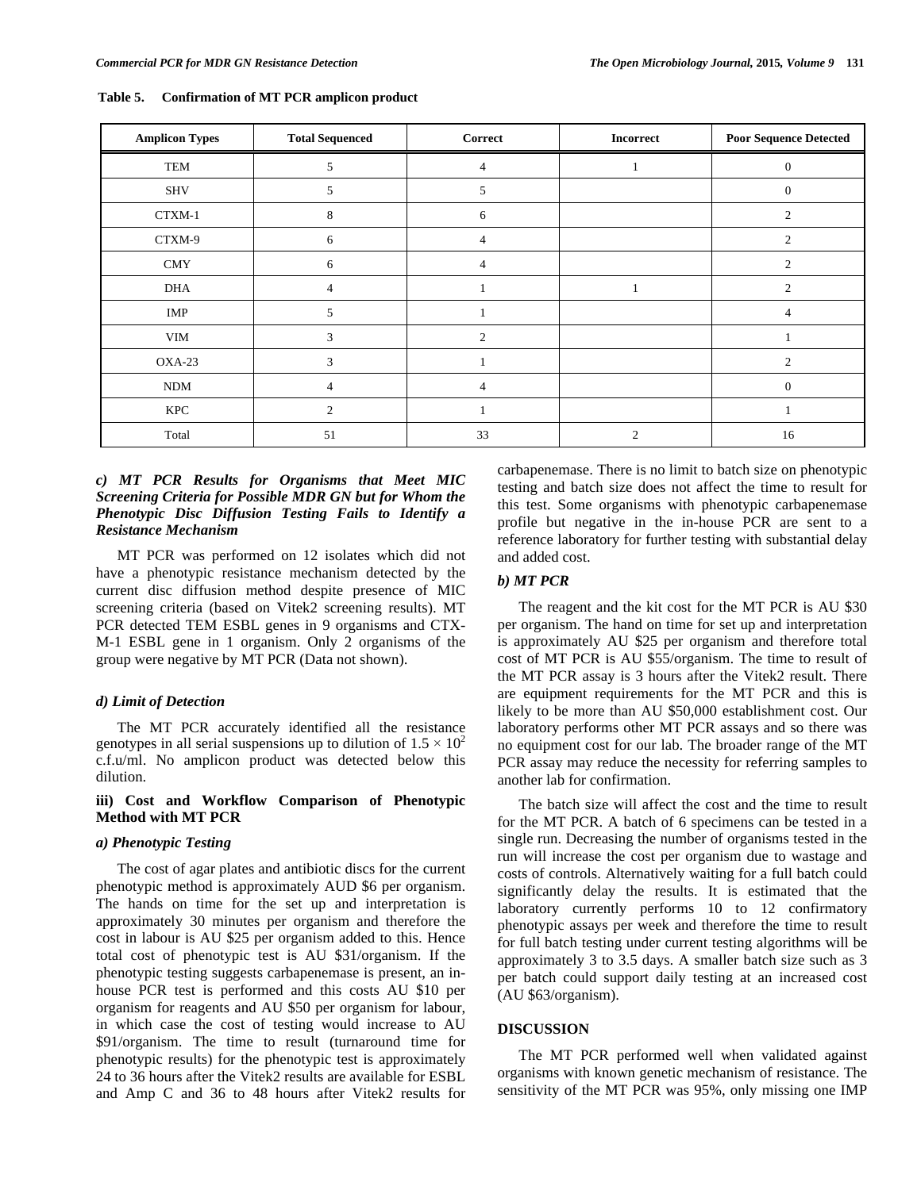**Table 5. Confirmation of MT PCR amplicon product**

| Amplicon Types | Total Sequenced | Correct | Incorrect | Poor Sequence Detected |
|---|---|---|---|---|
| TEM | 5 | 4 | 1 | 0 |
| SHV | 5 | 5 | | 0 |
| CTXM-1 | 8 | 6 | | 2 |
| CTXM-9 | 6 | 4 | | 2 |
| CMY | 6 | 4 | | 2 |
| DHA | 4 | 1 | 1 | 2 |
| IMP | 5 | 1 | | 4 |
| VIM | 3 | 2 | | 1 |
| OXA-23 | 3 | 1 | | 2 |
| NDM | 4 | 4 | | 0 |
| KPC | 2 | 1 | | 1 |
| Total | 51 | 33 | 2 | 16 |

#### *c) MT PCR Results for Organisms that Meet MIC Screening Criteria for Possible MDR GN but for Whom the Phenotypic Disc Diffusion Testing Fails to Identify a Resistance Mechanism*

MT PCR was performed on 12 isolates which did not have a phenotypic resistance mechanism detected by the current disc diffusion method despite presence of MIC screening criteria (based on Vitek2 screening results). MT PCR detected TEM ESBL genes in 9 organisms and CTX-M-1 ESBL gene in 1 organism. Only 2 organisms of the group were negative by MT PCR (Data not shown).

#### *d) Limit of Detection*

The MT PCR accurately identified all the resistance genotypes in all serial suspensions up to dilution of $1.5 \times 10^2$ c.f.u/ml. No amplicon product was detected below this dilution.

### iii) Cost and Workflow Comparison of Phenotypic Method with MT PCR

#### *a) Phenotypic Testing*

The cost of agar plates and antibiotic discs for the current phenotypic method is approximately AUD $6 per organism. The hands on time for the set up and interpretation is approximately 30 minutes per organism and therefore the cost in labour is AU $25 per organism added to this. Hence total cost of phenotypic test is AU $31/organism. If the phenotypic testing suggests carbapenemase is present, an in-house PCR test is performed and this costs AU $10 per organism for reagents and AU $50 per organism for labour, in which case the cost of testing would increase to AU $91/organism. The time to result (turnaround time for phenotypic results) for the phenotypic test is approximately 24 to 36 hours after the Vitek2 results are available for ESBL and Amp C and 36 to 48 hours after Vitek2 results for carbapenemase. There is no limit to batch size on phenotypic testing and batch size does not affect the time to result for this test. Some organisms with phenotypic carbapenemase profile but negative in the in-house PCR are sent to a reference laboratory for further testing with substantial delay and added cost.

#### *b) MT PCR*

The reagent and the kit cost for the MT PCR is AU $30 per organism. The hand on time for set up and interpretation is approximately AU $25 per organism and therefore total cost of MT PCR is AU $55/organism. The time to result of the MT PCR assay is 3 hours after the Vitek2 result. There are equipment requirements for the MT PCR and this is likely to be more than AU $50,000 establishment cost. Our laboratory performs other MT PCR assays and so there was no equipment cost for our lab. The broader range of the MT PCR assay may reduce the necessity for referring samples to another lab for confirmation.

The batch size will affect the cost and the time to result for the MT PCR. A batch of 6 specimens can be tested in a single run. Decreasing the number of organisms tested in the run will increase the cost per organism due to wastage and costs of controls. Alternatively waiting for a full batch could significantly delay the results. It is estimated that the laboratory currently performs 10 to 12 confirmatory phenotypic assays per week and therefore the time to result for full batch testing under current testing algorithms will be approximately 3 to 3.5 days. A smaller batch size such as 3 per batch could support daily testing at an increased cost (AU $63/organism).

## DISCUSSION

The MT PCR performed well when validated against organisms with known genetic mechanism of resistance. The sensitivity of the MT PCR was 95%, only missing one IMP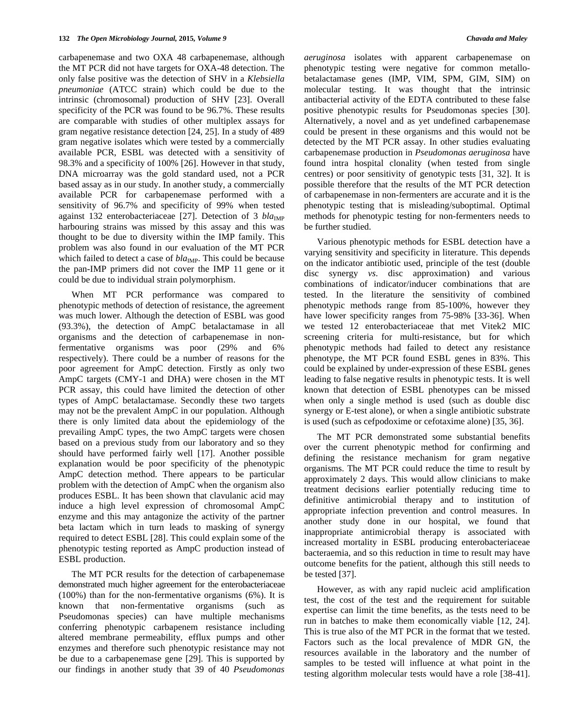carbapenemase and two OXA 48 carbapenemase, although the MT PCR did not have targets for OXA-48 detection. The only false positive was the detection of SHV in a *Klebsiella pneumoniae* (ATCC strain) which could be due to the intrinsic (chromosomal) production of SHV [23]. Overall specificity of the PCR was found to be 96.7%. These results are comparable with studies of other multiplex assays for gram negative resistance detection [24, 25]. In a study of 489 gram negative isolates which were tested by a commercially available PCR, ESBL was detected with a sensitivity of 98.3% and a specificity of 100% [26]. However in that study, DNA microarray was the gold standard used, not a PCR based assay as in our study. In another study, a commercially available PCR for carbapenemase performed with a sensitivity of 96.7% and specificity of 99% when tested against 132 enterobacteriaceae [27]. Detection of 3 $bla_{\mathrm{IMP}}$ harbouring strains was missed by this assay and this was thought to be due to diversity within the IMP family. This problem was also found in our evaluation of the MT PCR which failed to detect a case of $bla_{\mathrm{IMP}}$. This could be because the pan-IMP primers did not cover the IMP 11 gene or it could be due to individual strain polymorphism.

When MT PCR performance was compared to phenotypic methods of detection of resistance, the agreement was much lower. Although the detection of ESBL was good (93.3%), the detection of AmpC betalactamase in all organisms and the detection of carbapenemase in non-fermentative organisms was poor (29% and 6% respectively). There could be a number of reasons for the poor agreement for AmpC detection. Firstly as only two AmpC targets (CMY-1 and DHA) were chosen in the MT PCR assay, this could have limited the detection of other types of AmpC betalactamase. Secondly these two targets may not be the prevalent AmpC in our population. Although there is only limited data about the epidemiology of the prevailing AmpC types, the two AmpC targets were chosen based on a previous study from our laboratory and so they should have performed fairly well [17]. Another possible explanation would be poor specificity of the phenotypic AmpC detection method. There appears to be particular problem with the detection of AmpC when the organism also produces ESBL. It has been shown that clavulanic acid may induce a high level expression of chromosomal AmpC enzyme and this may antagonize the activity of the partner beta lactam which in turn leads to masking of synergy required to detect ESBL [28]. This could explain some of the phenotypic testing reported as AmpC production instead of ESBL production.

The MT PCR results for the detection of carbapenemase demonstrated much higher agreement for the enterobacteriaceae (100%) than for the non-fermentative organisms (6%). It is known that non-fermentative organisms (such as Pseudomonas species) can have multiple mechanisms conferring phenotypic carbapenem resistance including altered membrane permeability, efflux pumps and other enzymes and therefore such phenotypic resistance may not be due to a carbapenemase gene [29]. This is supported by our findings in another study that 39 of 40 *Pseudomonas aeruginosa* isolates with apparent carbapenemase on phenotypic testing were negative for common metallo-betalactamase genes (IMP, VIM, SPM, GIM, SIM) on molecular testing. It was thought that the intrinsic antibacterial activity of the EDTA contributed to these false positive phenotypic results for Pseudomonas species [30]. Alternatively, a novel and as yet undefined carbapenemase could be present in these organisms and this would not be detected by the MT PCR assay. In other studies evaluating carbapenemase production in *Pseudomonas aeruginosa* have found intra hospital clonality (when tested from single centres) or poor sensitivity of genotypic tests [31, 32]. It is possible therefore that the results of the MT PCR detection of carbapenemase in non-fermenters are accurate and it is the phenotypic testing that is misleading/suboptimal. Optimal methods for phenotypic testing for non-fermenters needs to be further studied.

Various phenotypic methods for ESBL detection have a varying sensitivity and specificity in literature. This depends on the indicator antibiotic used, principle of the test (double disc synergy *vs.* disc approximation) and various combinations of indicator/inducer combinations that are tested. In the literature the sensitivity of combined phenotypic methods range from 85-100%, however they have lower specificity ranges from 75-98% [33-36]. When we tested 12 enterobacteriaceae that met Vitek2 MIC screening criteria for multi-resistance, but for which phenotypic methods had failed to detect any resistance phenotype, the MT PCR found ESBL genes in 83%. This could be explained by under-expression of these ESBL genes leading to false negative results in phenotypic tests. It is well known that detection of ESBL phenotypes can be missed when only a single method is used (such as double disc synergy or E-test alone), or when a single antibiotic substrate is used (such as cefpodoxime or cefotaxime alone) [35, 36].

The MT PCR demonstrated some substantial benefits over the current phenotypic method for confirming and defining the resistance mechanism for gram negative organisms. The MT PCR could reduce the time to result by approximately 2 days. This would allow clinicians to make treatment decisions earlier potentially reducing time to definitive antimicrobial therapy and to institution of appropriate infection prevention and control measures. In another study done in our hospital, we found that inappropriate antimicrobial therapy is associated with increased mortality in ESBL producing enterobacteriaceae bacteraemia, and so this reduction in time to result may have outcome benefits for the patient, although this still needs to be tested [37].

However, as with any rapid nucleic acid amplification test, the cost of the test and the requirement for suitable expertise can limit the time benefits, as the tests need to be run in batches to make them economically viable [12, 24]. This is true also of the MT PCR in the format that we tested. Factors such as the local prevalence of MDR GN, the resources available in the laboratory and the number of samples to be tested will influence at what point in the testing algorithm molecular tests would have a role [38-41].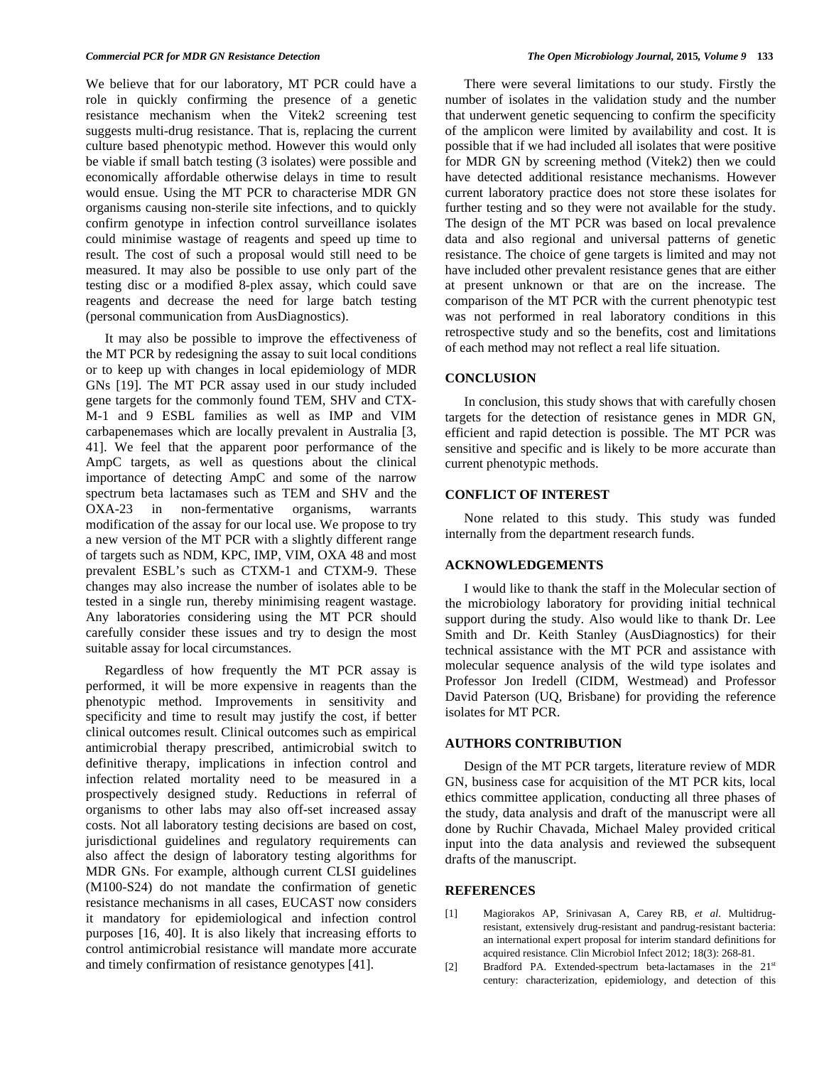We believe that for our laboratory, MT PCR could have a role in quickly confirming the presence of a genetic resistance mechanism when the Vitek2 screening test suggests multi-drug resistance. That is, replacing the current culture based phenotypic method. However this would only be viable if small batch testing (3 isolates) were possible and economically affordable otherwise delays in time to result would ensue. Using the MT PCR to characterise MDR GN organisms causing non-sterile site infections, and to quickly confirm genotype in infection control surveillance isolates could minimise wastage of reagents and speed up time to result. The cost of such a proposal would still need to be measured. It may also be possible to use only part of the testing disc or a modified 8-plex assay, which could save reagents and decrease the need for large batch testing (personal communication from AusDiagnostics).

It may also be possible to improve the effectiveness of the MT PCR by redesigning the assay to suit local conditions or to keep up with changes in local epidemiology of MDR GNs [19]. The MT PCR assay used in our study included gene targets for the commonly found TEM, SHV and CTX-M-1 and 9 ESBL families as well as IMP and VIM carbapenemases which are locally prevalent in Australia [3, 41]. We feel that the apparent poor performance of the AmpC targets, as well as questions about the clinical importance of detecting AmpC and some of the narrow spectrum beta lactamases such as TEM and SHV and the OXA-23 in non-fermentative organisms, warrants modification of the assay for our local use. We propose to try a new version of the MT PCR with a slightly different range of targets such as NDM, KPC, IMP, VIM, OXA 48 and most prevalent ESBL's such as CTXM-1 and CTXM-9. These changes may also increase the number of isolates able to be tested in a single run, thereby minimising reagent wastage. Any laboratories considering using the MT PCR should carefully consider these issues and try to design the most suitable assay for local circumstances.

Regardless of how frequently the MT PCR assay is performed, it will be more expensive in reagents than the phenotypic method. Improvements in sensitivity and specificity and time to result may justify the cost, if better clinical outcomes result. Clinical outcomes such as empirical antimicrobial therapy prescribed, antimicrobial switch to definitive therapy, implications in infection control and infection related mortality need to be measured in a prospectively designed study. Reductions in referral of organisms to other labs may also off-set increased assay costs. Not all laboratory testing decisions are based on cost, jurisdictional guidelines and regulatory requirements can also affect the design of laboratory testing algorithms for MDR GNs. For example, although current CLSI guidelines (M100-S24) do not mandate the confirmation of genetic resistance mechanisms in all cases, EUCAST now considers it mandatory for epidemiological and infection control purposes [16, 40]. It is also likely that increasing efforts to control antimicrobial resistance will mandate more accurate and timely confirmation of resistance genotypes [41].

There were several limitations to our study. Firstly the number of isolates in the validation study and the number that underwent genetic sequencing to confirm the specificity of the amplicon were limited by availability and cost. It is possible that if we had included all isolates that were positive for MDR GN by screening method (Vitek2) then we could have detected additional resistance mechanisms. However current laboratory practice does not store these isolates for further testing and so they were not available for the study. The design of the MT PCR was based on local prevalence data and also regional and universal patterns of genetic resistance. The choice of gene targets is limited and may not have included other prevalent resistance genes that are either at present unknown or that are on the increase. The comparison of the MT PCR with the current phenotypic test was not performed in real laboratory conditions in this retrospective study and so the benefits, cost and limitations of each method may not reflect a real life situation.

## CONCLUSION

In conclusion, this study shows that with carefully chosen targets for the detection of resistance genes in MDR GN, efficient and rapid detection is possible. The MT PCR was sensitive and specific and is likely to be more accurate than current phenotypic methods.

## CONFLICT OF INTEREST

None related to this study. This study was funded internally from the department research funds.

## ACKNOWLEDGEMENTS

I would like to thank the staff in the Molecular section of the microbiology laboratory for providing initial technical support during the study. Also would like to thank Dr. Lee Smith and Dr. Keith Stanley (AusDiagnostics) for their technical assistance with the MT PCR and assistance with molecular sequence analysis of the wild type isolates and Professor Jon Iredell (CIDM, Westmead) and Professor David Paterson (UQ, Brisbane) for providing the reference isolates for MT PCR.

## AUTHORS CONTRIBUTION

Design of the MT PCR targets, literature review of MDR GN, business case for acquisition of the MT PCR kits, local ethics committee application, conducting all three phases of the study, data analysis and draft of the manuscript were all done by Ruchir Chavada, Michael Maley provided critical input into the data analysis and reviewed the subsequent drafts of the manuscript.

## REFERENCES

[1] Magiorakos AP, Srinivasan A, Carey RB, *et al*. Multidrug-resistant, extensively drug-resistant and pandrug-resistant bacteria: an international expert proposal for interim standard definitions for acquired resistance. Clin Microbiol Infect 2012; 18(3): 268-81.

[2] Bradford PA. Extended-spectrum beta-lactamases in the 21st century: characterization, epidemiology, and detection of this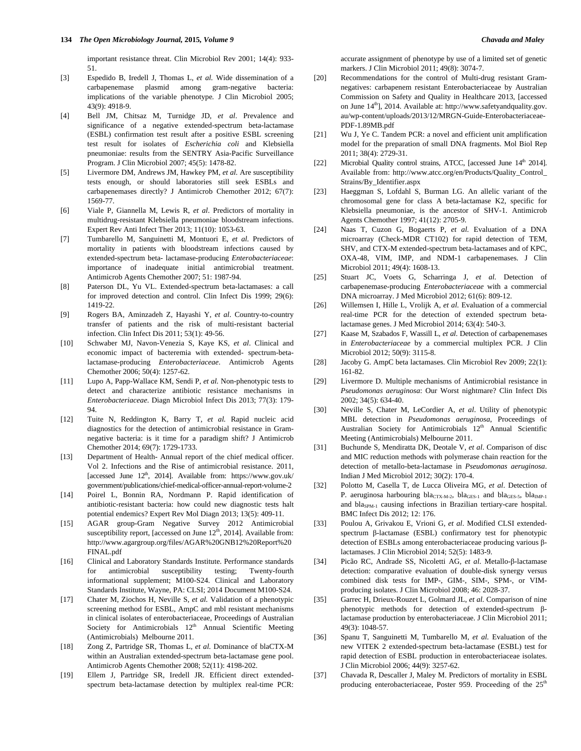important resistance threat. Clin Microbiol Rev 2001; 14(4): 933-51.

[3] Espedido B, Iredell J, Thomas L, *et al.* Wide dissemination of a carbapenemase plasmid among gram-negative bacteria: implications of the variable phenotype. J Clin Microbiol 2005; 43(9): 4918-9.

[4] Bell JM, Chitsaz M, Turnidge JD, *et al*. Prevalence and significance of a negative extended-spectrum beta-lactamase (ESBL) confirmation test result after a positive ESBL screening test result for isolates of *Escherichia coli* and Klebsiella pneumoniae: results from the SENTRY Asia-Pacific Surveillance Program. J Clin Microbiol 2007; 45(5): 1478-82.

[5] Livermore DM, Andrews JM, Hawkey PM, *et al.* Are susceptibility tests enough, or should laboratories still seek ESBLs and carbapenemases directly? J Antimicrob Chemother 2012; 67(7): 1569-77.

[6] Viale P, Giannella M, Lewis R, *et al*. Predictors of mortality in multidrug-resistant Klebsiella pneumoniae bloodstream infections. Expert Rev Anti Infect Ther 2013; 11(10): 1053-63.

[7] Tumbarello M, Sanguinetti M, Montuori E, *et al.* Predictors of mortality in patients with bloodstream infections caused by extended-spectrum beta- lactamase-producing *Enterobacteriaceae*: importance of inadequate initial antimicrobial treatment. Antimicrob Agents Chemother 2007; 51: 1987-94.

[8] Paterson DL, Yu VL. Extended-spectrum beta-lactamases: a call for improved detection and control. Clin Infect Dis 1999; 29(6): 1419-22.

[9] Rogers BA, Aminzadeh Z, Hayashi Y, *et al*. Country-to-country transfer of patients and the risk of multi-resistant bacterial infection. Clin Infect Dis 2011; 53(1): 49-56.

[10] Schwaber MJ, Navon-Venezia S, Kaye KS, *et al*. Clinical and economic impact of bacteremia with extended- spectrum-beta-lactamase-producing *Enterobacteriaceae*. Antimicrob Agents Chemother 2006; 50(4): 1257-62.

[11] Lupo A, Papp-Wallace KM, Sendi P, *et al.* Non-phenotypic tests to detect and characterize antibiotic resistance mechanisms in *Enterobacteriaceae*. Diagn Microbiol Infect Dis 2013; 77(3): 179-94.

[12] Tuite N, Reddington K, Barry T, *et al.* Rapid nucleic acid diagnostics for the detection of antimicrobial resistance in Gram-negative bacteria: is it time for a paradigm shift? J Antimicrob Chemother 2014; 69(7): 1729-1733.

[13] Department of Health- Annual report of the chief medical officer. Vol 2. Infections and the Rise of antimicrobial resistance. 2011, [accessed June 12th, 2014]. Available from: https://www.gov.uk/government/publications/chief-medical-officer-annual-report-volume-2

[14] Poirel L, Bonnin RA, Nordmann P. Rapid identification of antibiotic-resistant bacteria: how could new diagnostic tests halt potential endemics? Expert Rev Mol Diagn 2013; 13(5): 409-11.

[15] AGAR group-Gram Negative Survey 2012 Antimicrobial susceptibility report, [accessed on June 12th, 2014]. Available from: http://www.agargroup.org/files/AGAR%20GNB12%20Report%20FINAL.pdf

[16] Clinical and Laboratory Standards Institute. Performance standards for antimicrobial susceptibility testing; Twenty-fourth informational supplement; M100-S24. Clinical and Laboratory Standards Institute, Wayne, PA: CLSI; 2014 Document M100-S24.

[17] Chater M, Ziochos H, Neville S, *et al.* Validation of a phenotypic screening method for ESBL, AmpC and mbl resistant mechanisms in clinical isolates of enterobacteriaceae, Proceedings of Australian Society for Antimicrobials 12th Annual Scientific Meeting (Antimicrobials) Melbourne 2011.

[18] Zong Z, Partridge SR, Thomas L, *et al.* Dominance of blaCTX-M within an Australian extended-spectrum beta-lactamase gene pool. Antimicrob Agents Chemother 2008; 52(11): 4198-202.

[19] Ellem J, Partridge SR, Iredell JR. Efficient direct extended-spectrum beta-lactamase detection by multiplex real-time PCR: accurate assignment of phenotype by use of a limited set of genetic markers. J Clin Microbiol 2011; 49(8): 3074-7.

[20] Recommendations for the control of Multi-drug resistant Gram-negatives: carbapenem resistant Enterobacteriaceae by Australian Commission on Safety and Quality in Healthcare 2013, [accessed on June 14th], 2014. Available at: http://www.safetyandquality.gov.au/wp-content/uploads/2013/12/MRGN-Guide-Enterobacteriaceae-PDF-1.89MB.pdf

[21] Wu J, Ye C. Tandem PCR: a novel and efficient unit amplification model for the preparation of small DNA fragments. Mol Biol Rep 2011; 38(4): 2729-31.

[22] Microbial Quality control strains, ATCC, [accessed June 14th 2014]. Available from: http://www.atcc.org/en/Products/Quality_Control_Strains/By_Identifier.aspx

[23] Haeggman S, Lofdahl S, Burman LG. An allelic variant of the chromosomal gene for class A beta-lactamase K2, specific for Klebsiella pneumoniae, is the ancestor of SHV-1. Antimicrob Agents Chemother 1997; 41(12): 2705-9.

[24] Naas T, Cuzon G, Bogaerts P, *et al.* Evaluation of a DNA microarray (Check-MDR CT102) for rapid detection of TEM, SHV, and CTX-M extended-spectrum beta-lactamases and of KPC, OXA-48, VIM, IMP, and NDM-1 carbapenemases. J Clin Microbiol 2011; 49(4): 1608-13.

[25] Stuart JC, Voets G, Scharringa J, *et al.* Detection of carbapenemase-producing *Enterobacteriaceae* with a commercial DNA microarray. J Med Microbiol 2012; 61(6): 809-12.

[26] Willemsen I, Hille L, Vrolijk A, *et al.* Evaluation of a commercial real-time PCR for the detection of extended spectrum beta-lactamase genes. J Med Microbiol 2014; 63(4): 540-3.

[27] Kaase M, Szabados F, Wassill L, *et al.* Detection of carbapenemases in *Enterobacteriaceae* by a commercial multiplex PCR. J Clin Microbiol 2012; 50(9): 3115-8.

[28] Jacoby G. AmpC beta lactamases. Clin Microbiol Rev 2009; 22(1): 161-82.

[29] Livermore D. Multiple mechanisms of Antimicrobial resistance in *Pseudomonas aeruginosa*: Our Worst nightmare? Clin Infect Dis 2002; 34(5): 634-40.

[30] Neville S, Chater M, LeCordier A, *et al*. Utility of phenotypic MBL detection in *Pseudomonas aeruginosa*, Proceedings of Australian Society for Antimicrobials 12th Annual Scientific Meeting (Antimicrobials) Melbourne 2011.

[31] Buchunde S, Mendiratta DK, Deotale V, *et al*. Comparison of disc and MIC reduction methods with polymerase chain reaction for the detection of metallo-beta-lactamase in *Pseudomonas aeruginosa*. Indian J Med Microbiol 2012; 30(2): 170-4.

[32] Polotto M, Casella T, de Lucca Oliveira MG, *et al*. Detection of P. aeruginosa harbouring $bla_{CTX\text{-}M\text{-}2}$, $bla_{GES\text{-}1}$ and $bla_{GES\text{-}5}$, $bla_{IMP\text{-}1}$ and $bla_{SPM\text{-}1}$ causing infections in Brazilian tertiary-care hospital. BMC Infect Dis 2012; 12: 176.

[33] Poulou A, Grivakou E, Vrioni G, *et al*. Modified CLSI extended-spectrum β-lactamase (ESBL) confirmatory test for phenotypic detection of ESBLs among enterobacteriaceae producing various β-lactamases. J Clin Microbiol 2014; 52(5): 1483-9.

[34] Picão RC, Andrade SS, Nicoletti AG, *et al.* Metallo-β-lactamase detection: comparative evaluation of double-disk synergy versus combined disk tests for IMP-, GIM-, SIM-, SPM-, or VIM-producing isolates. J Clin Microbiol 2008; 46: 2028-37.

[35] Garrec H, Drieux-Rouzet L, Golmard JL, *et al.* Comparison of nine phenotypic methods for detection of extended-spectrum β-lactamase production by enterobacteriaceae. J Clin Microbiol 2011; 49(3): 1048-57.

[36] Spanu T, Sanguinetti M, Tumbarello M, *et al.* Evaluation of the new VITEK 2 extended-spectrum beta-lactamase (ESBL) test for rapid detection of ESBL production in enterobacteriaceae isolates. J Clin Microbiol 2006; 44(9): 3257-62.

[37] Chavada R, Descaller J, Maley M. Predictors of mortality in ESBL producing enterobacteriaceae, Poster 959. Proceeding of the 25th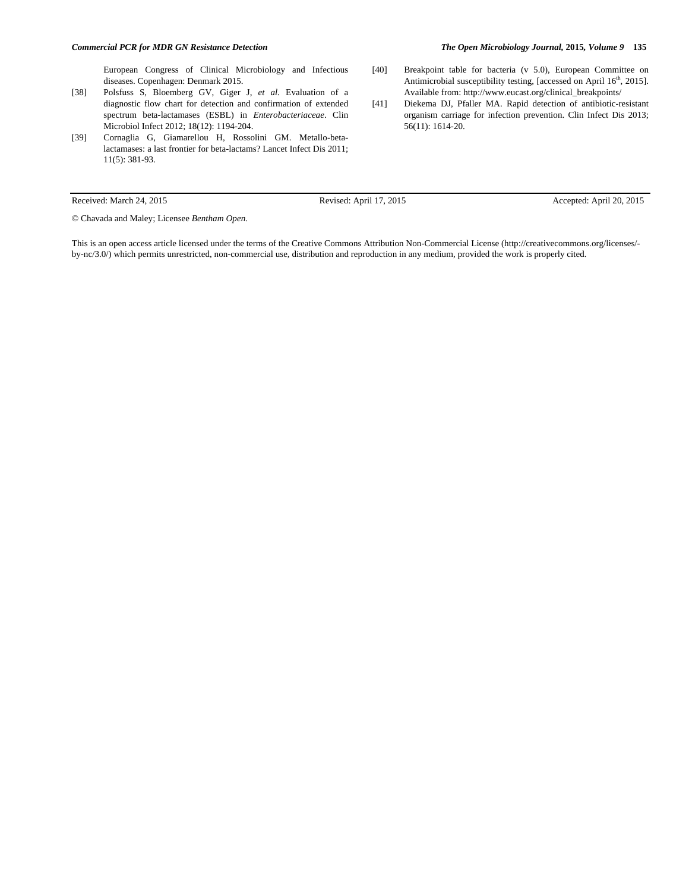European Congress of Clinical Microbiology and Infectious diseases. Copenhagen: Denmark 2015.

[38] Polsfuss S, Bloemberg GV, Giger J, *et al.* Evaluation of a diagnostic flow chart for detection and confirmation of extended spectrum beta-lactamases (ESBL) in *Enterobacteriaceae*. Clin Microbiol Infect 2012; 18(12): 1194-204.

[39] Cornaglia G, Giamarellou H, Rossolini GM. Metallo-beta-lactamases: a last frontier for beta-lactams? Lancet Infect Dis 2011; 11(5): 381-93.

[40] Breakpoint table for bacteria (v 5.0), European Committee on Antimicrobial susceptibility testing, [accessed on April 16th, 2015]. Available from: http://www.eucast.org/clinical_breakpoints/

[41] Diekema DJ, Pfaller MA. Rapid detection of antibiotic-resistant organism carriage for infection prevention. Clin Infect Dis 2013; 56(11): 1614-20.

---

Received: March 24, 2015 Revised: April 17, 2015 Accepted: April 20, 2015

© Chavada and Maley; Licensee *Bentham Open.*

This is an open access article licensed under the terms of the Creative Commons Attribution Non-Commercial License (http://creativecommons.org/licenses/-by-nc/3.0/) which permits unrestricted, non-commercial use, distribution and reproduction in any medium, provided the work is properly cited.